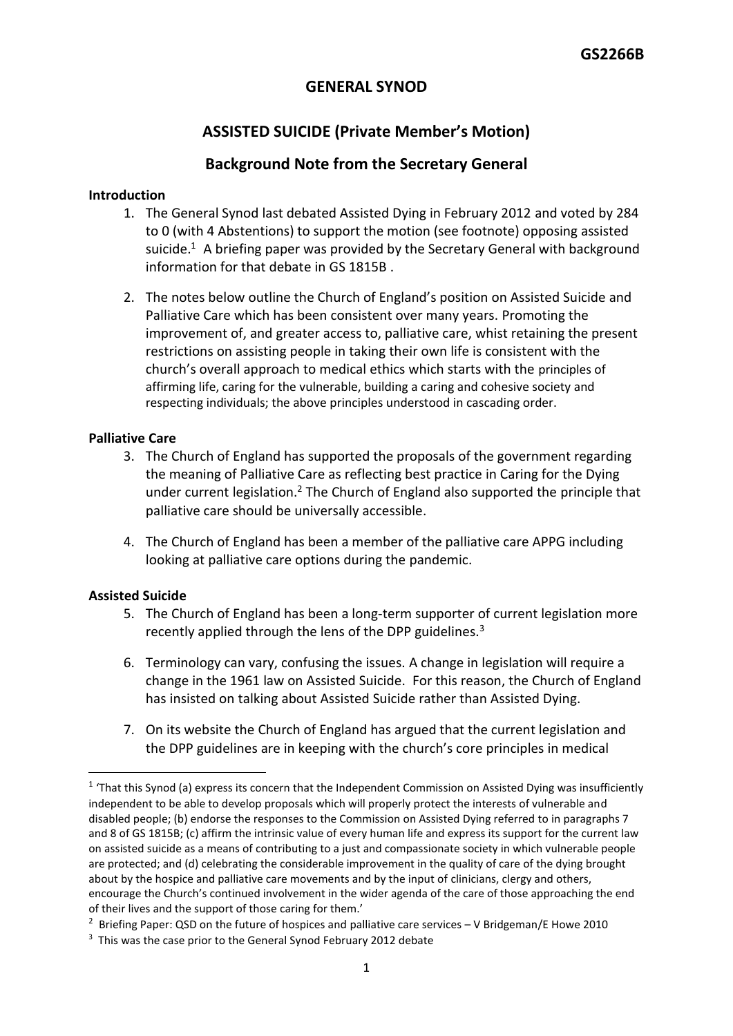GS2266B

# GENERAL SYNOD

## ASSISTED SUICIDE (Private Member's Motion)

## Background Note from the Secretary General

### Introduction

1. The General Synod last debated Assisted Dying in February 2012 and voted by 284 to 0 (with 4 Abstentions) to support the motion (see footnote) opposing assisted suicide.[1] A briefing paper was provided by the Secretary General with background information for that debate in GS 1815B .

2. The notes below outline the Church of England's position on Assisted Suicide and Palliative Care which has been consistent over many years. Promoting the improvement of, and greater access to, palliative care, whist retaining the present restrictions on assisting people in taking their own life is consistent with the church's overall approach to medical ethics which starts with the principles of affirming life, caring for the vulnerable, building a caring and cohesive society and respecting individuals; the above principles understood in cascading order.

### Palliative Care

3. The Church of England has supported the proposals of the government regarding the meaning of Palliative Care as reflecting best practice in Caring for the Dying under current legislation.[2] The Church of England also supported the principle that palliative care should be universally accessible.

4. The Church of England has been a member of the palliative care APPG including looking at palliative care options during the pandemic.

### Assisted Suicide

5. The Church of England has been a long-term supporter of current legislation more recently applied through the lens of the DPP guidelines.[3]

6. Terminology can vary, confusing the issues. A change in legislation will require a change in the 1961 law on Assisted Suicide. For this reason, the Church of England has insisted on talking about Assisted Suicide rather than Assisted Dying.

7. On its website the Church of England has argued that the current legislation and the DPP guidelines are in keeping with the church's core principles in medical

---

[1] 'That this Synod (a) express its concern that the Independent Commission on Assisted Dying was insufficiently independent to be able to develop proposals which will properly protect the interests of vulnerable and disabled people; (b) endorse the responses to the Commission on Assisted Dying referred to in paragraphs 7 and 8 of GS 1815B; (c) affirm the intrinsic value of every human life and express its support for the current law on assisted suicide as a means of contributing to a just and compassionate society in which vulnerable people are protected; and (d) celebrating the considerable improvement in the quality of care of the dying brought about by the hospice and palliative care movements and by the input of clinicians, clergy and others, encourage the Church's continued involvement in the wider agenda of the care of those approaching the end of their lives and the support of those caring for them.'

[2] Briefing Paper: QSD on the future of hospices and palliative care services – V Bridgeman/E Howe 2010

[3] This was the case prior to the General Synod February 2012 debate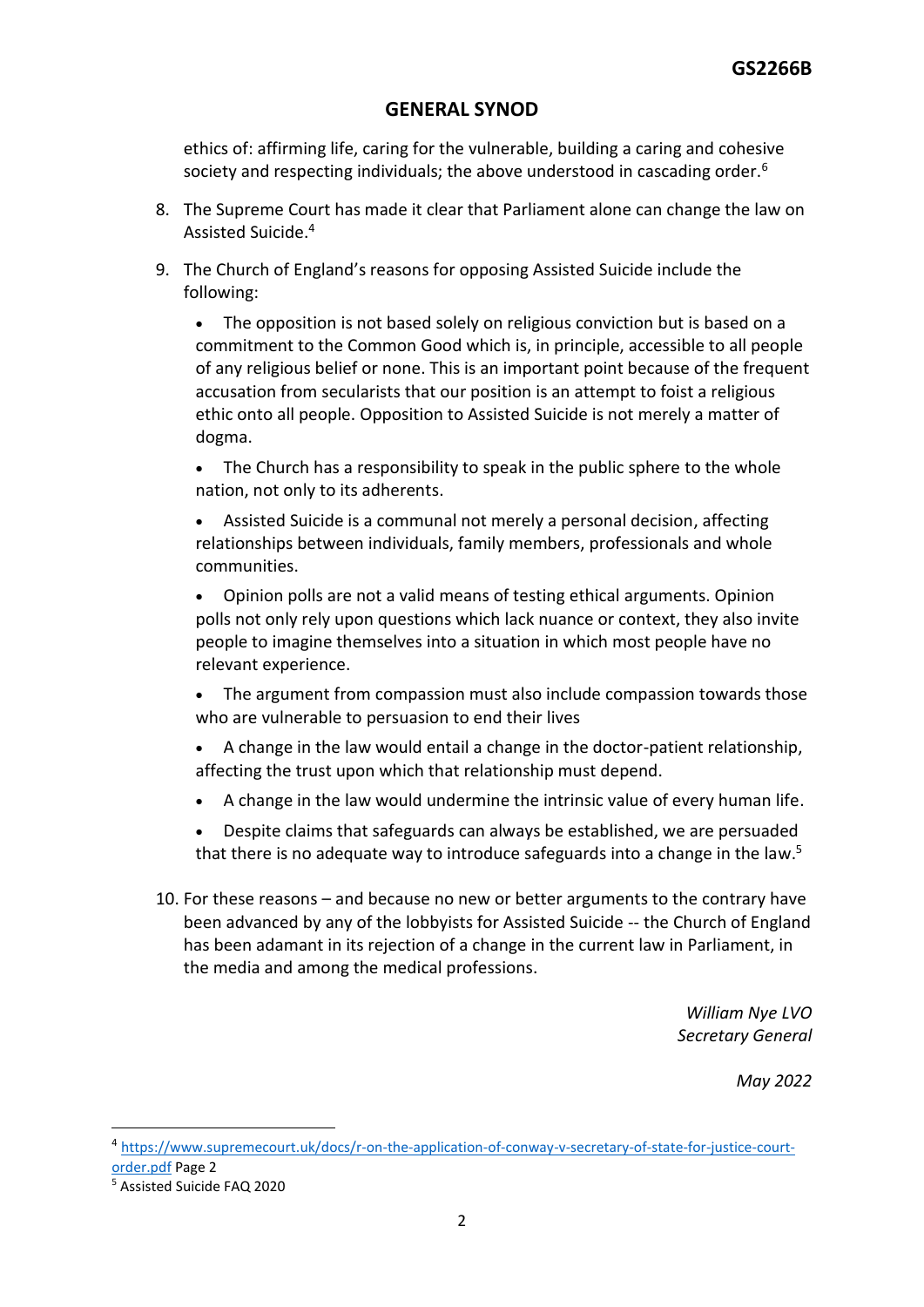ethics of: affirming life, caring for the vulnerable, building a caring and cohesive society and respecting individuals; the above understood in cascading order.[6]

8. The Supreme Court has made it clear that Parliament alone can change the law on Assisted Suicide.[4]

9. The Church of England's reasons for opposing Assisted Suicide include the following:

   - The opposition is not based solely on religious conviction but is based on a commitment to the Common Good which is, in principle, accessible to all people of any religious belief or none. This is an important point because of the frequent accusation from secularists that our position is an attempt to foist a religious ethic onto all people. Opposition to Assisted Suicide is not merely a matter of dogma.
   - The Church has a responsibility to speak in the public sphere to the whole nation, not only to its adherents.
   - Assisted Suicide is a communal not merely a personal decision, affecting relationships between individuals, family members, professionals and whole communities.
   - Opinion polls are not a valid means of testing ethical arguments. Opinion polls not only rely upon questions which lack nuance or context, they also invite people to imagine themselves into a situation in which most people have no relevant experience.
   - The argument from compassion must also include compassion towards those who are vulnerable to persuasion to end their lives
   - A change in the law would entail a change in the doctor-patient relationship, affecting the trust upon which that relationship must depend.
   - A change in the law would undermine the intrinsic value of every human life.
   - Despite claims that safeguards can always be established, we are persuaded that there is no adequate way to introduce safeguards into a change in the law.[5]

10. For these reasons – and because no new or better arguments to the contrary have been advanced by any of the lobbyists for Assisted Suicide -- the Church of England has been adamant in its rejection of a change in the current law in Parliament, in the media and among the medical professions.

*William Nye LVO*
*Secretary General*

*May 2022*

---

[4] https://www.supremecourt.uk/docs/r-on-the-application-of-conway-v-secretary-of-state-for-justice-court-order.pdf Page 2

[5] Assisted Suicide FAQ 2020